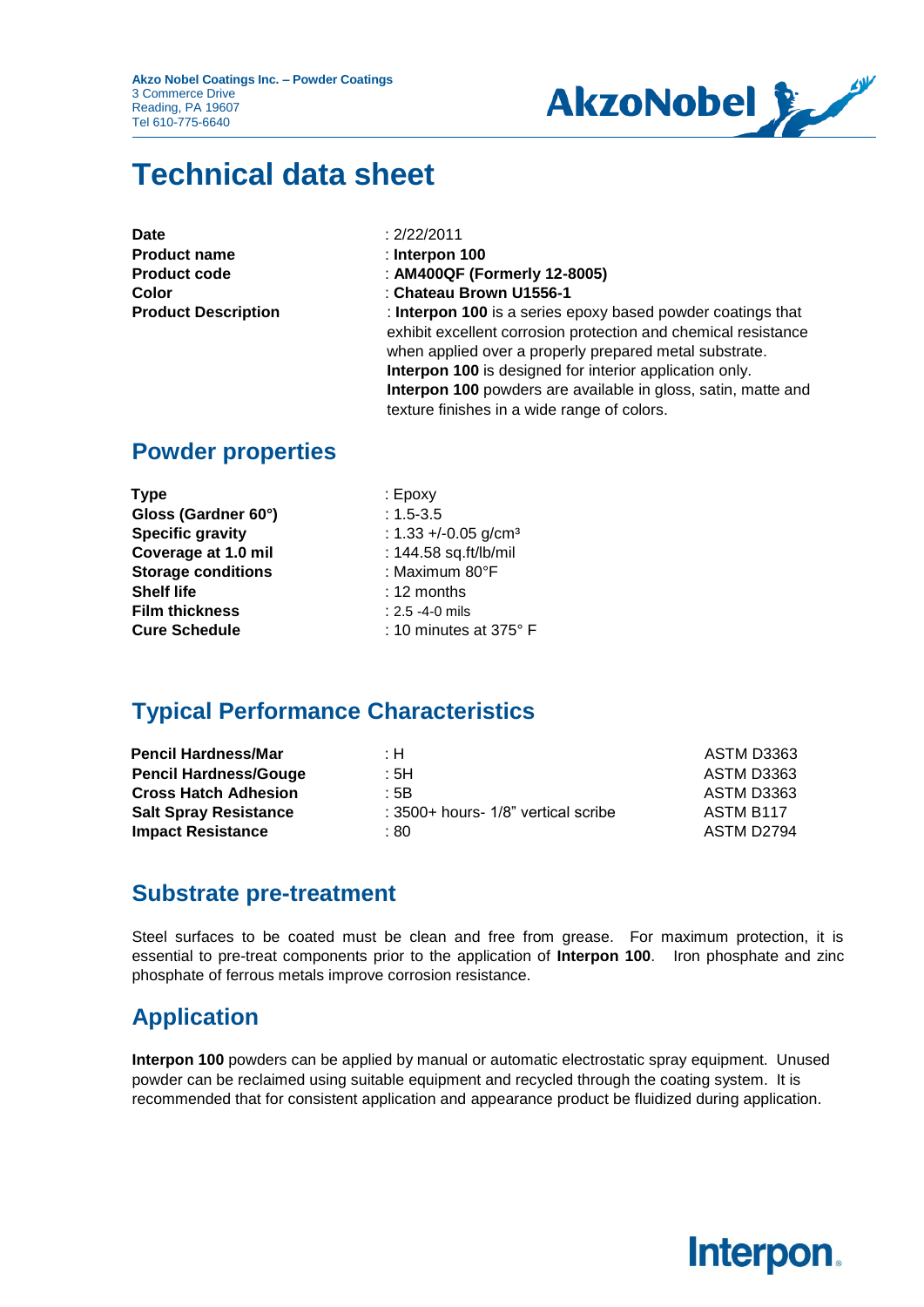**Akzo Nobel Coatings Inc. – Powder Coatings**
3 Commerce Drive
Reading, PA 19607
Tel 610-775-6640

# Technical data sheet

| | |
|---|---|
| **Date** | : 2/22/2011 |
| **Product name** | : **Interpon 100** |
| **Product code** | : **AM400QF (Formerly 12-8005)** |
| **Color** | : **Chateau Brown U1556-1** |
| **Product Description** | : **Interpon 100** is a series epoxy based powder coatings that exhibit excellent corrosion protection and chemical resistance when applied over a properly prepared metal substrate. **Interpon 100** is designed for interior application only. **Interpon 100** powders are available in gloss, satin, matte and texture finishes in a wide range of colors. |

## Powder properties

| | |
|---|---|
| **Type** | : Epoxy |
| **Gloss (Gardner 60°)** | : 1.5-3.5 |
| **Specific gravity** | : 1.33 +/-0.05 g/cm³ |
| **Coverage at 1.0 mil** | : 144.58 sq.ft/lb/mil |
| **Storage conditions** | : Maximum 80°F |
| **Shelf life** | : 12 months |
| **Film thickness** | : 2.5 -4-0 mils |
| **Cure Schedule** | : 10 minutes at 375° F |

## Typical Performance Characteristics

| | | |
|---|---|---|
| **Pencil Hardness/Mar** | : H | ASTM D3363 |
| **Pencil Hardness/Gouge** | : 5H | ASTM D3363 |
| **Cross Hatch Adhesion** | : 5B | ASTM D3363 |
| **Salt Spray Resistance** | : 3500+ hours- 1/8" vertical scribe | ASTM B117 |
| **Impact Resistance** | : 80 | ASTM D2794 |

## Substrate pre-treatment

Steel surfaces to be coated must be clean and free from grease. For maximum protection, it is essential to pre-treat components prior to the application of **Interpon 100**. Iron phosphate and zinc phosphate of ferrous metals improve corrosion resistance.

## Application

**Interpon 100** powders can be applied by manual or automatic electrostatic spray equipment. Unused powder can be reclaimed using suitable equipment and recycled through the coating system. It is recommended that for consistent application and appearance product be fluidized during application.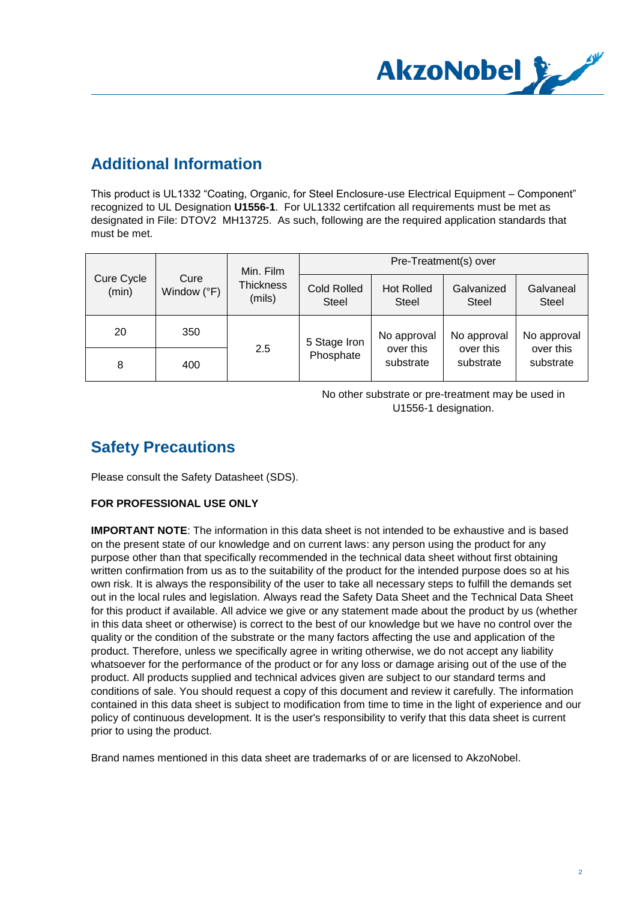## Additional Information

This product is UL1332 "Coating, Organic, for Steel Enclosure-use Electrical Equipment – Component" recognized to UL Designation **U1556-1**. For UL1332 certifcation all requirements must be met as designated in File: DTOV2 MH13725. As such, following are the required application standards that must be met.

| Cure Cycle (min) | Cure Window (°F) | Min. Film Thickness (mils) | Pre-Treatment(s) over | | | |
|---|---|---|---|---|---|---|
| | | | Cold Rolled Steel | Hot Rolled Steel | Galvanized Steel | Galvaneal Steel |
| 20 | 350 | 2.5 | 5 Stage Iron Phosphate | No approval over this substrate | No approval over this substrate | No approval over this substrate |
| 8 | 400 | | | | | |

No other substrate or pre-treatment may be used in U1556-1 designation.

## Safety Precautions

Please consult the Safety Datasheet (SDS).

**FOR PROFESSIONAL USE ONLY**

**IMPORTANT NOTE**: The information in this data sheet is not intended to be exhaustive and is based on the present state of our knowledge and on current laws: any person using the product for any purpose other than that specifically recommended in the technical data sheet without first obtaining written confirmation from us as to the suitability of the product for the intended purpose does so at his own risk. It is always the responsibility of the user to take all necessary steps to fulfill the demands set out in the local rules and legislation. Always read the Safety Data Sheet and the Technical Data Sheet for this product if available. All advice we give or any statement made about the product by us (whether in this data sheet or otherwise) is correct to the best of our knowledge but we have no control over the quality or the condition of the substrate or the many factors affecting the use and application of the product. Therefore, unless we specifically agree in writing otherwise, we do not accept any liability whatsoever for the performance of the product or for any loss or damage arising out of the use of the product. All products supplied and technical advices given are subject to our standard terms and conditions of sale. You should request a copy of this document and review it carefully. The information contained in this data sheet is subject to modification from time to time in the light of experience and our policy of continuous development. It is the user's responsibility to verify that this data sheet is current prior to using the product.

Brand names mentioned in this data sheet are trademarks of or are licensed to AkzoNobel.